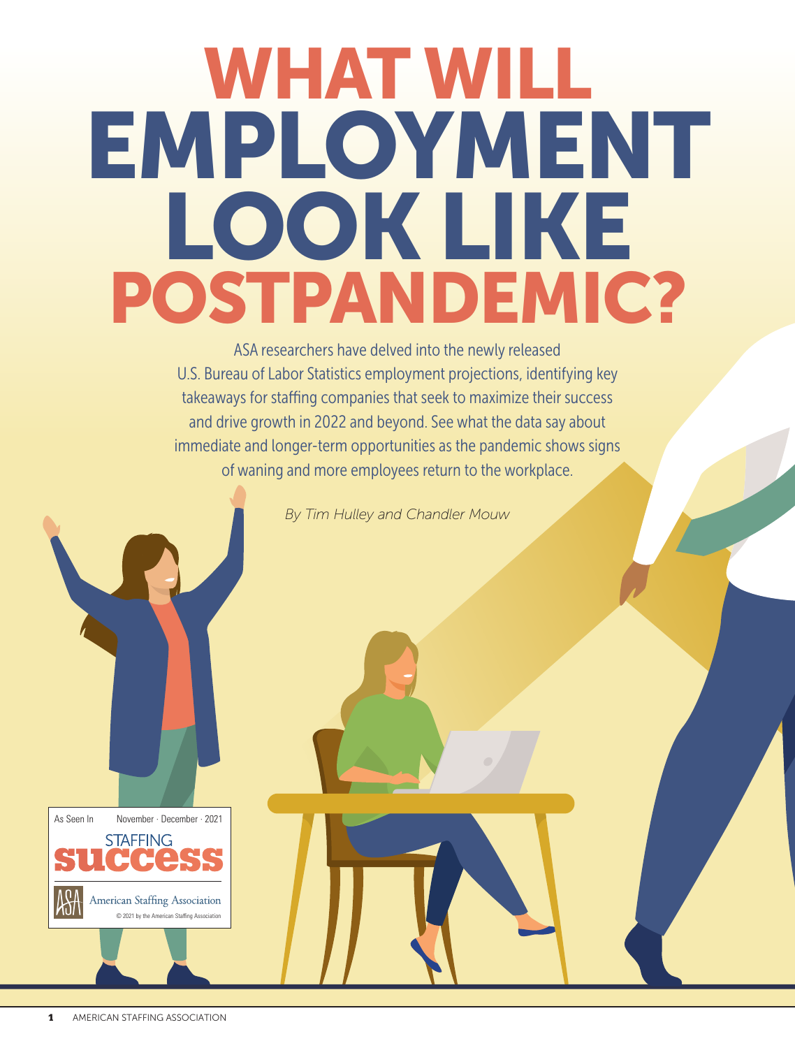# WHAT WILL EMPLOYMENT LOOK LIKE POSTPANDEMIC?

ASA researchers have delved into the newly released U.S. Bureau of Labor Statistics employment projections, identifying key takeaways for staffing companies that seek to maximize their success and drive growth in 2022 and beyond. See what the data say about immediate and longer-term opportunities as the pandemic shows signs of waning and more employees return to the workplace.

*By Tim Hulley and Chandler Mouw*

As Seen In November · December · 2021
STAFFING success
American Staffing Association
© 2021 by the American Staffing Association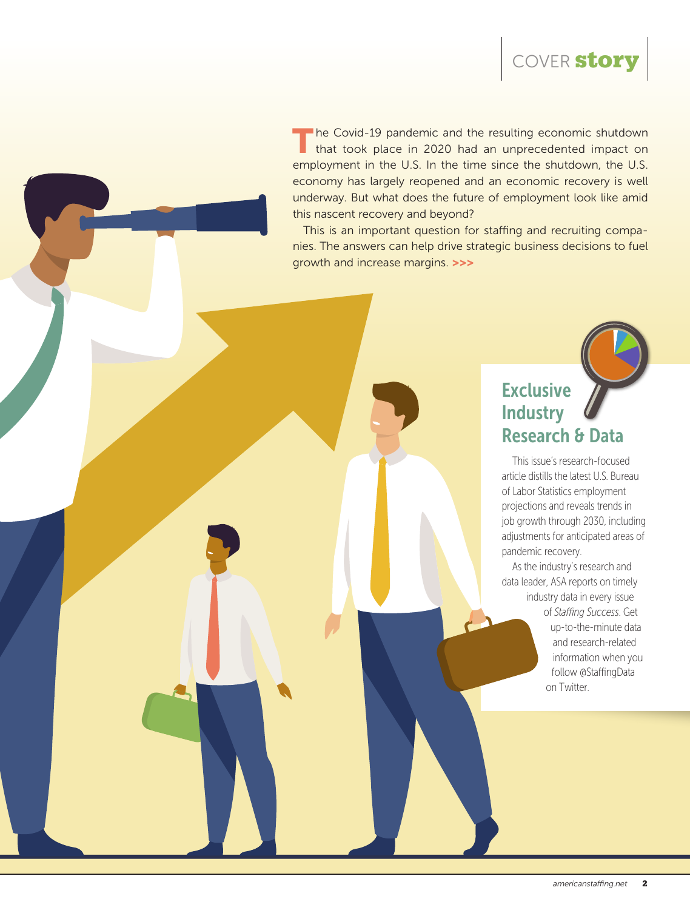COVER **story**

The Covid-19 pandemic and the resulting economic shutdown that took place in 2020 had an unprecedented impact on employment in the U.S. In the time since the shutdown, the U.S. economy has largely reopened and an economic recovery is well underway. But what does the future of employment look like amid this nascent recovery and beyond?

This is an important question for staffing and recruiting companies. The answers can help drive strategic business decisions to fuel growth and increase margins. >>>

## Exclusive Industry Research & Data

This issue's research-focused article distills the latest U.S. Bureau of Labor Statistics employment projections and reveals trends in job growth through 2030, including adjustments for anticipated areas of pandemic recovery.

As the industry's research and data leader, ASA reports on timely industry data in every issue of *Staffing Success*. Get up-to-the-minute data and research-related information when you follow @StaffingData on Twitter.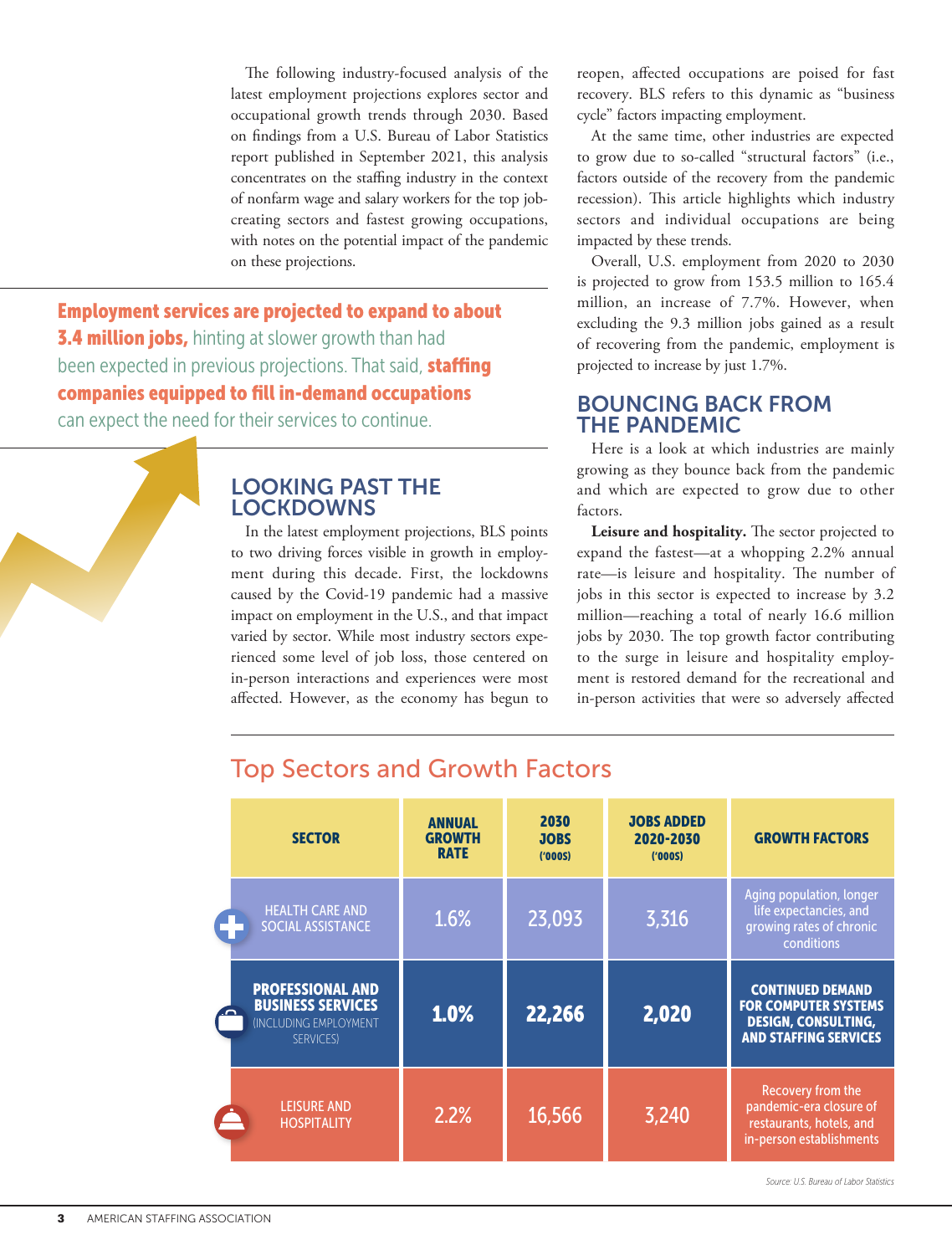The following industry-focused analysis of the latest employment projections explores sector and occupational growth trends through 2030. Based on findings from a U.S. Bureau of Labor Statistics report published in September 2021, this analysis concentrates on the staffing industry in the context of nonfarm wage and salary workers for the top job-creating sectors and fastest growing occupations, with notes on the potential impact of the pandemic on these projections.

**Employment services are projected to expand to about 3.4 million jobs,** hinting at slower growth than had been expected in previous projections. That said, **staffing companies equipped to fill in-demand occupations** can expect the need for their services to continue.

## LOOKING PAST THE LOCKDOWNS

In the latest employment projections, BLS points to two driving forces visible in growth in employment during this decade. First, the lockdowns caused by the Covid-19 pandemic had a massive impact on employment in the U.S., and that impact varied by sector. While most industry sectors experienced some level of job loss, those centered on in-person interactions and experiences were most affected. However, as the economy has begun to reopen, affected occupations are poised for fast recovery. BLS refers to this dynamic as "business cycle" factors impacting employment.

At the same time, other industries are expected to grow due to so-called "structural factors" (i.e., factors outside of the recovery from the pandemic recession). This article highlights which industry sectors and individual occupations are being impacted by these trends.

Overall, U.S. employment from 2020 to 2030 is projected to grow from 153.5 million to 165.4 million, an increase of 7.7%. However, when excluding the 9.3 million jobs gained as a result of recovering from the pandemic, employment is projected to increase by just 1.7%.

## BOUNCING BACK FROM THE PANDEMIC

Here is a look at which industries are mainly growing as they bounce back from the pandemic and which are expected to grow due to other factors.

**Leisure and hospitality.** The sector projected to expand the fastest—at a whopping 2.2% annual rate—is leisure and hospitality. The number of jobs in this sector is expected to increase by 3.2 million—reaching a total of nearly 16.6 million jobs by 2030. The top growth factor contributing to the surge in leisure and hospitality employment is restored demand for the recreational and in-person activities that were so adversely affected

## Top Sectors and Growth Factors

| SECTOR | ANNUAL GROWTH RATE | 2030 JOBS ('000S) | JOBS ADDED 2020-2030 ('000S) | GROWTH FACTORS |
|---|---|---|---|---|
| HEALTH CARE AND SOCIAL ASSISTANCE | 1.6% | 23,093 | 3,316 | Aging population, longer life expectancies, and growing rates of chronic conditions |
| **PROFESSIONAL AND BUSINESS SERVICES** (INCLUDING EMPLOYMENT SERVICES) | **1.0%** | **22,266** | **2,020** | **CONTINUED DEMAND FOR COMPUTER SYSTEMS DESIGN, CONSULTING, AND STAFFING SERVICES** |
| LEISURE AND HOSPITALITY | 2.2% | 16,566 | 3,240 | Recovery from the pandemic-era closure of restaurants, hotels, and in-person establishments |

*Source: U.S. Bureau of Labor Statistics*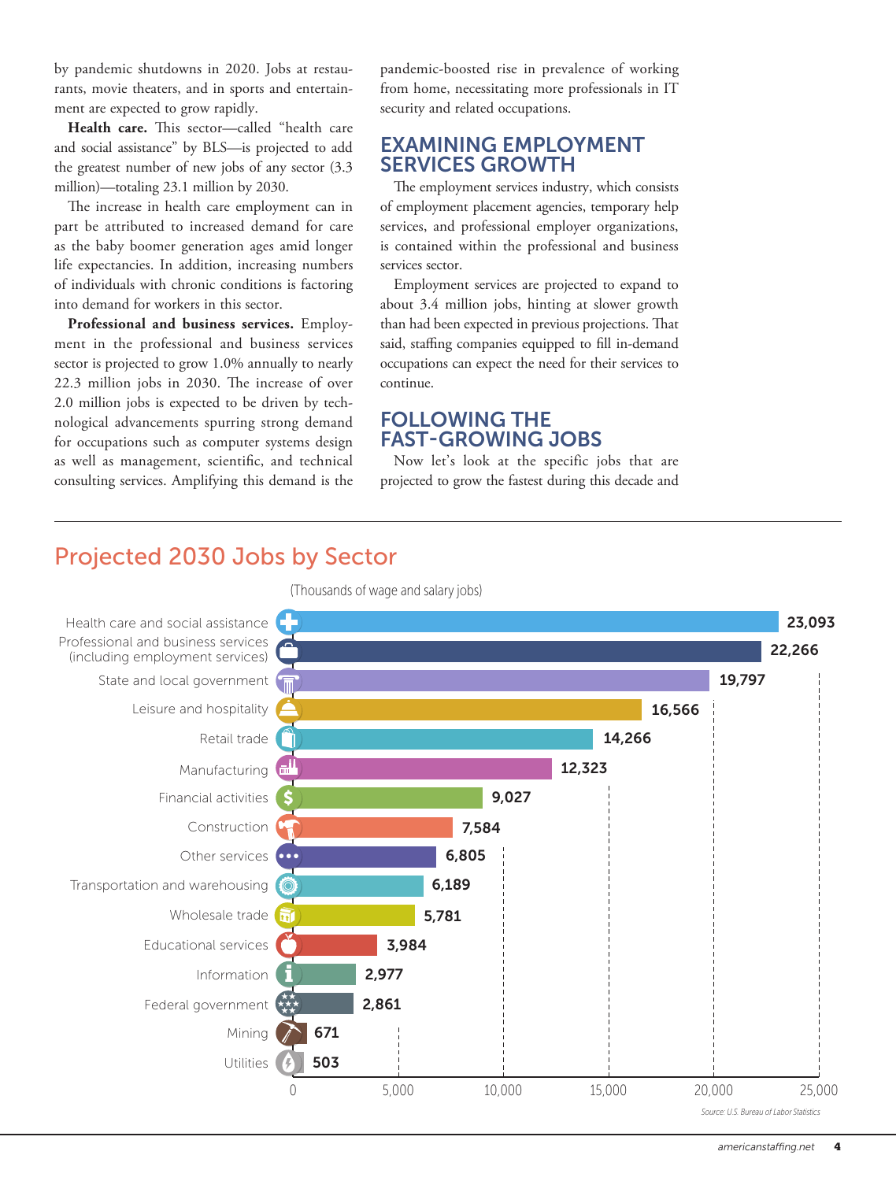by pandemic shutdowns in 2020. Jobs at restaurants, movie theaters, and in sports and entertainment are expected to grow rapidly.

**Health care.** This sector—called "health care and social assistance" by BLS—is projected to add the greatest number of new jobs of any sector (3.3 million)—totaling 23.1 million by 2030.

The increase in health care employment can in part be attributed to increased demand for care as the baby boomer generation ages amid longer life expectancies. In addition, increasing numbers of individuals with chronic conditions is factoring into demand for workers in this sector.

**Professional and business services.** Employment in the professional and business services sector is projected to grow 1.0% annually to nearly 22.3 million jobs in 2030. The increase of over 2.0 million jobs is expected to be driven by technological advancements spurring strong demand for occupations such as computer systems design as well as management, scientific, and technical consulting services. Amplifying this demand is the pandemic-boosted rise in prevalence of working from home, necessitating more professionals in IT security and related occupations.

## EXAMINING EMPLOYMENT SERVICES GROWTH

The employment services industry, which consists of employment placement agencies, temporary help services, and professional employer organizations, is contained within the professional and business services sector.

Employment services are projected to expand to about 3.4 million jobs, hinting at slower growth than had been expected in previous projections. That said, staffing companies equipped to fill in-demand occupations can expect the need for their services to continue.

## FOLLOWING THE FAST-GROWING JOBS

Now let's look at the specific jobs that are projected to grow the fastest during this decade and

## Projected 2030 Jobs by Sector

(Thousands of wage and salary jobs)

| Sector | Jobs (thousands) |
|---|---|
| Health care and social assistance | 23,093 |
| Professional and business services (including employment services) | 22,266 |
| State and local government | 19,797 |
| Leisure and hospitality | 16,566 |
| Retail trade | 14,266 |
| Manufacturing | 12,323 |
| Financial activities | 9,027 |
| Construction | 7,584 |
| Other services | 6,805 |
| Transportation and warehousing | 6,189 |
| Wholesale trade | 5,781 |
| Educational services | 3,984 |
| Information | 2,977 |
| Federal government | 2,861 |
| Mining | 671 |
| Utilities | 503 |

Source: U.S. Bureau of Labor Statistics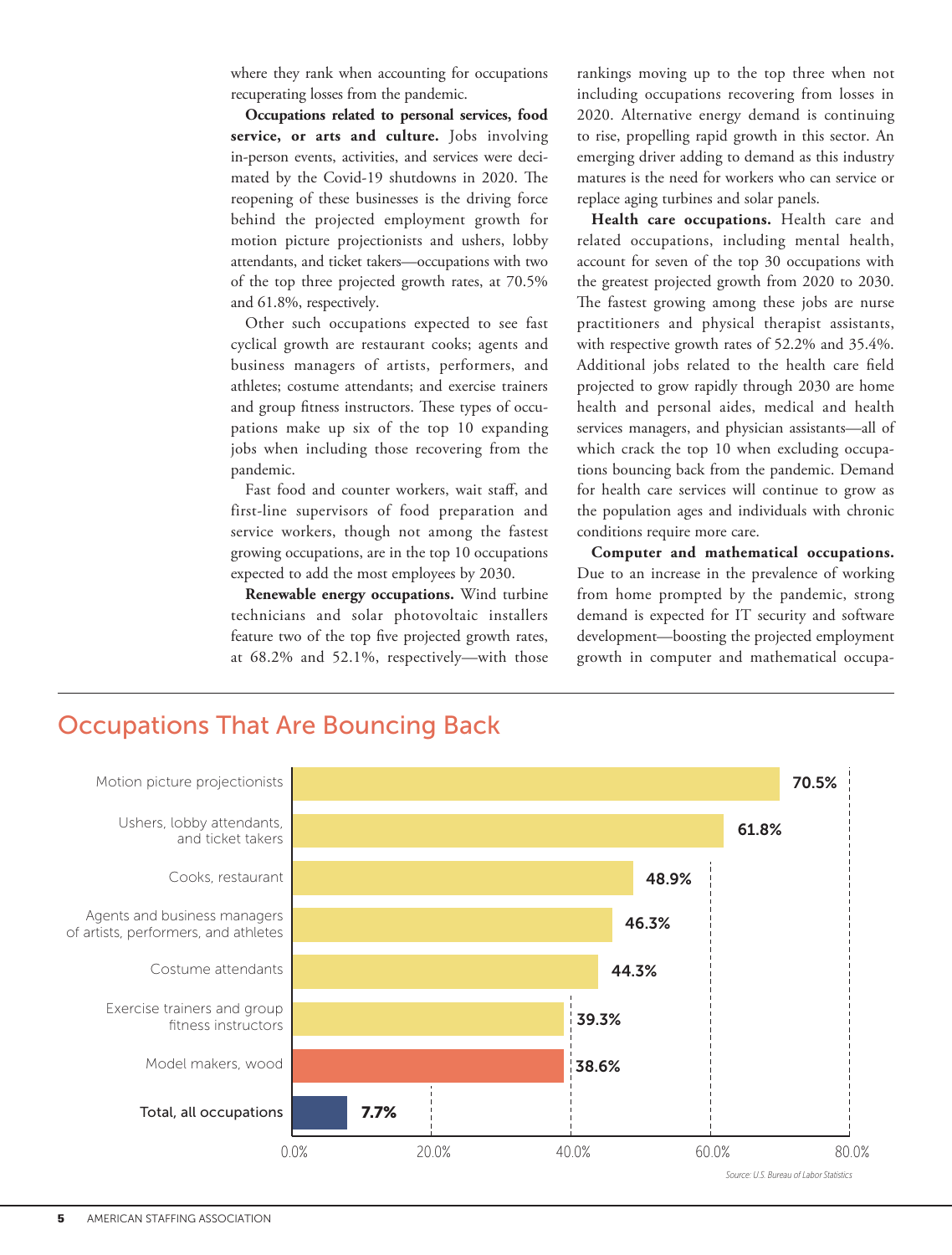where they rank when accounting for occupations recuperating losses from the pandemic.

**Occupations related to personal services, food service, or arts and culture.** Jobs involving in-person events, activities, and services were decimated by the Covid-19 shutdowns in 2020. The reopening of these businesses is the driving force behind the projected employment growth for motion picture projectionists and ushers, lobby attendants, and ticket takers—occupations with two of the top three projected growth rates, at 70.5% and 61.8%, respectively.

Other such occupations expected to see fast cyclical growth are restaurant cooks; agents and business managers of artists, performers, and athletes; costume attendants; and exercise trainers and group fitness instructors. These types of occupations make up six of the top 10 expanding jobs when including those recovering from the pandemic.

Fast food and counter workers, wait staff, and first-line supervisors of food preparation and service workers, though not among the fastest growing occupations, are in the top 10 occupations expected to add the most employees by 2030.

**Renewable energy occupations.** Wind turbine technicians and solar photovoltaic installers feature two of the top five projected growth rates, at 68.2% and 52.1%, respectively—with those rankings moving up to the top three when not including occupations recovering from losses in 2020. Alternative energy demand is continuing to rise, propelling rapid growth in this sector. An emerging driver adding to demand as this industry matures is the need for workers who can service or replace aging turbines and solar panels.

**Health care occupations.** Health care and related occupations, including mental health, account for seven of the top 30 occupations with the greatest projected growth from 2020 to 2030. The fastest growing among these jobs are nurse practitioners and physical therapist assistants, with respective growth rates of 52.2% and 35.4%. Additional jobs related to the health care field projected to grow rapidly through 2030 are home health and personal aides, medical and health services managers, and physician assistants—all of which crack the top 10 when excluding occupations bouncing back from the pandemic. Demand for health care services will continue to grow as the population ages and individuals with chronic conditions require more care.

**Computer and mathematical occupations.** Due to an increase in the prevalence of working from home prompted by the pandemic, strong demand is expected for IT security and software development—boosting the projected employment growth in computer and mathematical occupa-

## Occupations That Are Bouncing Back

| Occupation | Projected growth |
|---|---|
| Motion picture projectionists | 70.5% |
| Ushers, lobby attendants, and ticket takers | 61.8% |
| Cooks, restaurant | 48.9% |
| Agents and business managers of artists, performers, and athletes | 46.3% |
| Costume attendants | 44.3% |
| Exercise trainers and group fitness instructors | 39.3% |
| Model makers, wood | 38.6% |
| Total, all occupations | 7.7% |

*Source: U.S. Bureau of Labor Statistics*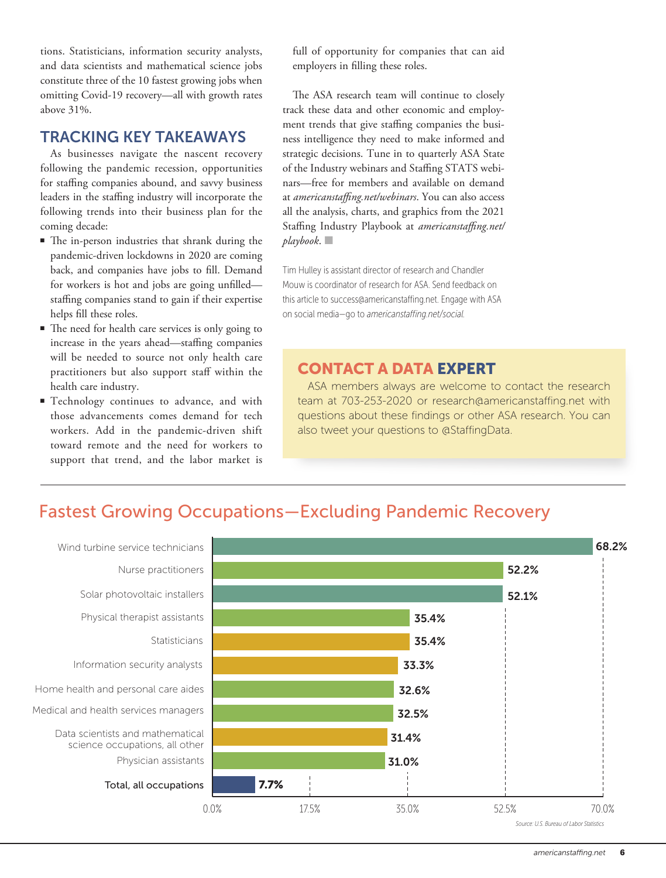tions. Statisticians, information security analysts, and data scientists and mathematical science jobs constitute three of the 10 fastest growing jobs when omitting Covid-19 recovery—all with growth rates above 31%.

## TRACKING KEY TAKEAWAYS

As businesses navigate the nascent recovery following the pandemic recession, opportunities for staffing companies abound, and savvy business leaders in the staffing industry will incorporate the following trends into their business plan for the coming decade:

- The in-person industries that shrank during the pandemic-driven lockdowns in 2020 are coming back, and companies have jobs to fill. Demand for workers is hot and jobs are going unfilled—staffing companies stand to gain if their expertise helps fill these roles.
- The need for health care services is only going to increase in the years ahead—staffing companies will be needed to source not only health care practitioners but also support staff within the health care industry.
- Technology continues to advance, and with those advancements comes demand for tech workers. Add in the pandemic-driven shift toward remote and the need for workers to support that trend, and the labor market is full of opportunity for companies that can aid employers in filling these roles.

The ASA research team will continue to closely track these data and other economic and employment trends that give staffing companies the business intelligence they need to make informed and strategic decisions. Tune in to quarterly ASA State of the Industry webinars and Staffing STATS webinars—free for members and available on demand at *americanstaffing.net/webinars*. You can also access all the analysis, charts, and graphics from the 2021 Staffing Industry Playbook at *americanstaffing.net/playbook*.

Tim Hulley is assistant director of research and Chandler Mouw is coordinator of research for ASA. Send feedback on this article to success@americanstaffing.net. Engage with ASA on social media—go to *americanstaffing.net/social.*

## CONTACT A DATA EXPERT

ASA members always are welcome to contact the research team at 703-253-2020 or research@americanstaffing.net with questions about these findings or other ASA research. You can also tweet your questions to @StaffingData.

## Fastest Growing Occupations—Excluding Pandemic Recovery

Wind turbine service technicians 68.2%
Nurse practitioners 52.2%
Solar photovoltaic installers 52.1%
Physical therapist assistants 35.4%
Statisticians 35.4%
Information security analysts 33.3%
Home health and personal care aides 32.6%
Medical and health services managers 32.5%
Data scientists and mathematical science occupations, all other 31.4%
Physician assistants 31.0%
Total, all occupations 7.7%

0.0% 17.5% 35.0% 52.5% 70.0%

Source: U.S. Bureau of Labor Statistics